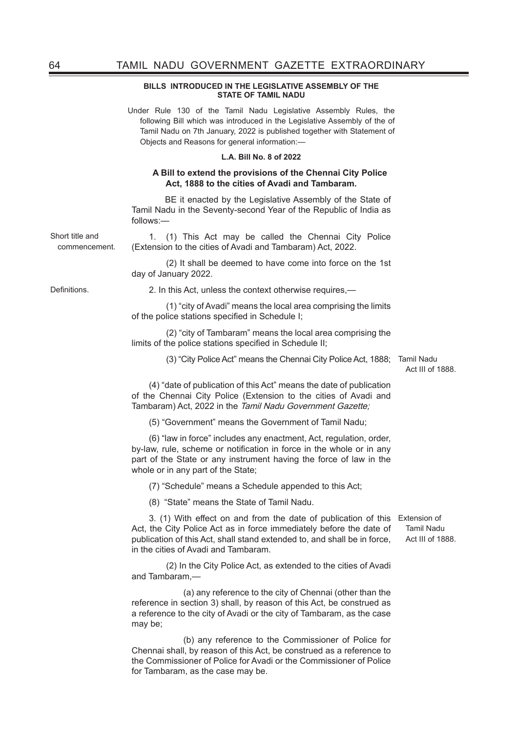**BILLS INTRODUCED IN THE LEGISLATIVE ASSEMBLY OF THE STATE OF TAMIL NADU**

Under Rule 130 of the Tamil Nadu Legislative Assembly Rules, the following Bill which was introduced in the Legislative Assembly of the of Tamil Nadu on 7th January, 2022 is published together with Statement of Objects and Reasons for general information:—

**L.A. Bill No. 8 of 2022**

**A Bill to extend the provisions of the Chennai City Police Act, 1888 to the cities of Avadi and Tambaram.**

BE it enacted by the Legislative Assembly of the State of Tamil Nadu in the Seventy-second Year of the Republic of India as follows:—

Short title and commencement.

1. (1) This Act may be called the Chennai City Police (Extension to the cities of Avadi and Tambaram) Act, 2022.

(2) It shall be deemed to have come into force on the 1st day of January 2022.

Definitions.

2. In this Act, unless the context otherwise requires,—

(1) "city of Avadi" means the local area comprising the limits of the police stations specified in Schedule I;

(2) "city of Tambaram" means the local area comprising the limits of the police stations specified in Schedule II;

(3) "City Police Act" means the Chennai City Police Act, 1888; Tamil Nadu Act III of 1888.

(4) "date of publication of this Act" means the date of publication of the Chennai City Police (Extension to the cities of Avadi and Tambaram) Act, 2022 in the *Tamil Nadu Government Gazette;*

(5) "Government" means the Government of Tamil Nadu;

(6) "law in force" includes any enactment, Act, regulation, order, by-law, rule, scheme or notification in force in the whole or in any part of the State or any instrument having the force of law in the whole or in any part of the State;

(7) "Schedule" means a Schedule appended to this Act;

(8) "State" means the State of Tamil Nadu.

Extension of Tamil Nadu Act III of 1888.

3. (1) With effect on and from the date of publication of this Act, the City Police Act as in force immediately before the date of publication of this Act, shall stand extended to, and shall be in force, in the cities of Avadi and Tambaram.

(2) In the City Police Act, as extended to the cities of Avadi and Tambaram,—

(a) any reference to the city of Chennai (other than the reference in section 3) shall, by reason of this Act, be construed as a reference to the city of Avadi or the city of Tambaram, as the case may be;

(b) any reference to the Commissioner of Police for Chennai shall, by reason of this Act, be construed as a reference to the Commissioner of Police for Avadi or the Commissioner of Police for Tambaram, as the case may be.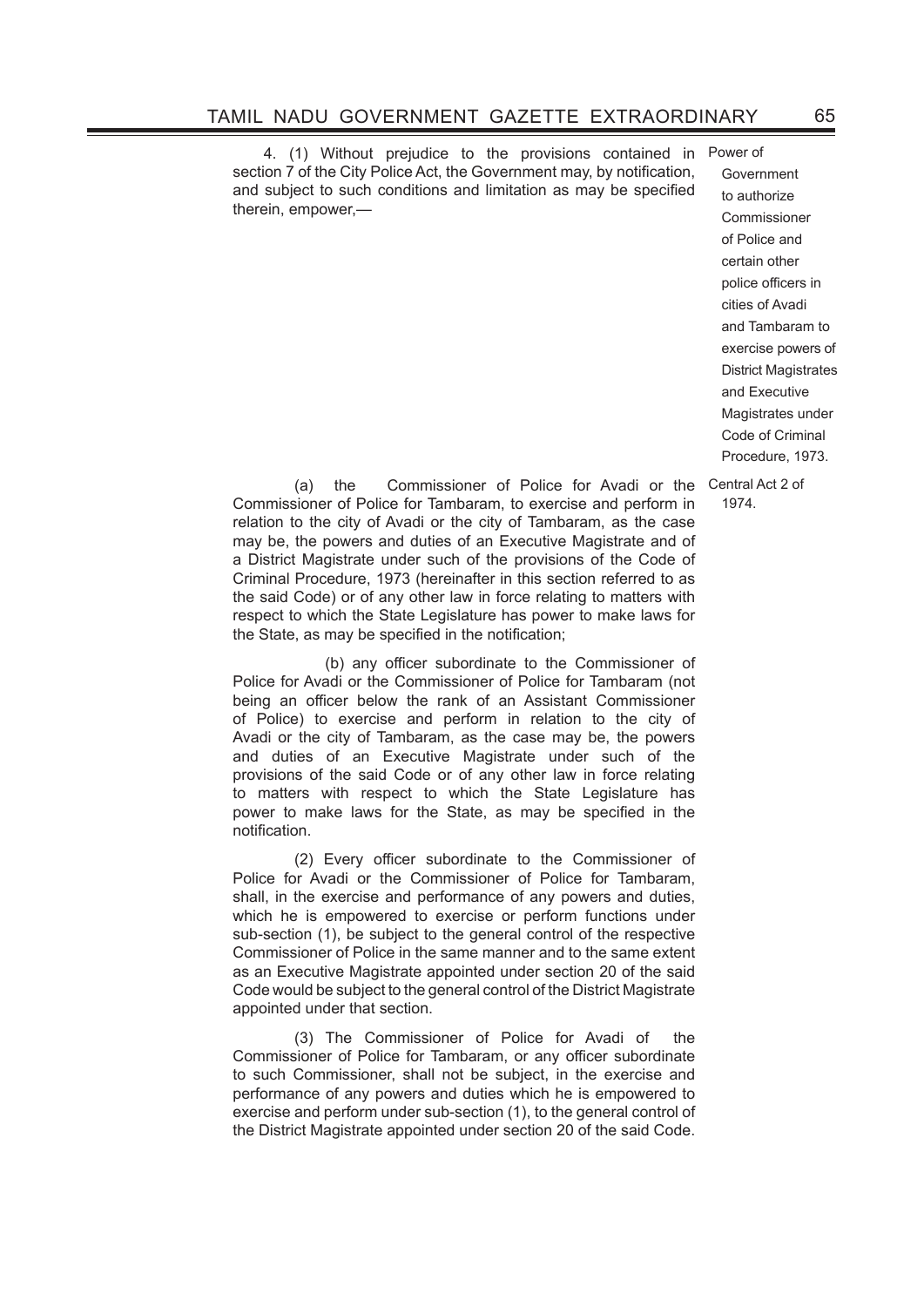4. (1) Without prejudice to the provisions contained in section 7 of the City Police Act, the Government may, by notification, and subject to such conditions and limitation as may be specified therein, empower,—

Power of Government to authorize Commissioner of Police and certain other police officers in cities of Avadi and Tambaram to exercise powers of District Magistrates and Executive Magistrates under Code of Criminal Procedure, 1973.

(a) the Commissioner of Police for Avadi or the Commissioner of Police for Tambaram, to exercise and perform in relation to the city of Avadi or the city of Tambaram, as the case may be, the powers and duties of an Executive Magistrate and of a District Magistrate under such of the provisions of the Code of Criminal Procedure, 1973 (hereinafter in this section referred to as the said Code) or of any other law in force relating to matters with respect to which the State Legislature has power to make laws for the State, as may be specified in the notification;

Central Act 2 of 1974.

(b) any officer subordinate to the Commissioner of Police for Avadi or the Commissioner of Police for Tambaram (not being an officer below the rank of an Assistant Commissioner of Police) to exercise and perform in relation to the city of Avadi or the city of Tambaram, as the case may be, the powers and duties of an Executive Magistrate under such of the provisions of the said Code or of any other law in force relating to matters with respect to which the State Legislature has power to make laws for the State, as may be specified in the notification.

(2) Every officer subordinate to the Commissioner of Police for Avadi or the Commissioner of Police for Tambaram, shall, in the exercise and performance of any powers and duties, which he is empowered to exercise or perform functions under sub-section (1), be subject to the general control of the respective Commissioner of Police in the same manner and to the same extent as an Executive Magistrate appointed under section 20 of the said Code would be subject to the general control of the District Magistrate appointed under that section.

(3) The Commissioner of Police for Avadi of the Commissioner of Police for Tambaram, or any officer subordinate to such Commissioner, shall not be subject, in the exercise and performance of any powers and duties which he is empowered to exercise and perform under sub-section (1), to the general control of the District Magistrate appointed under section 20 of the said Code.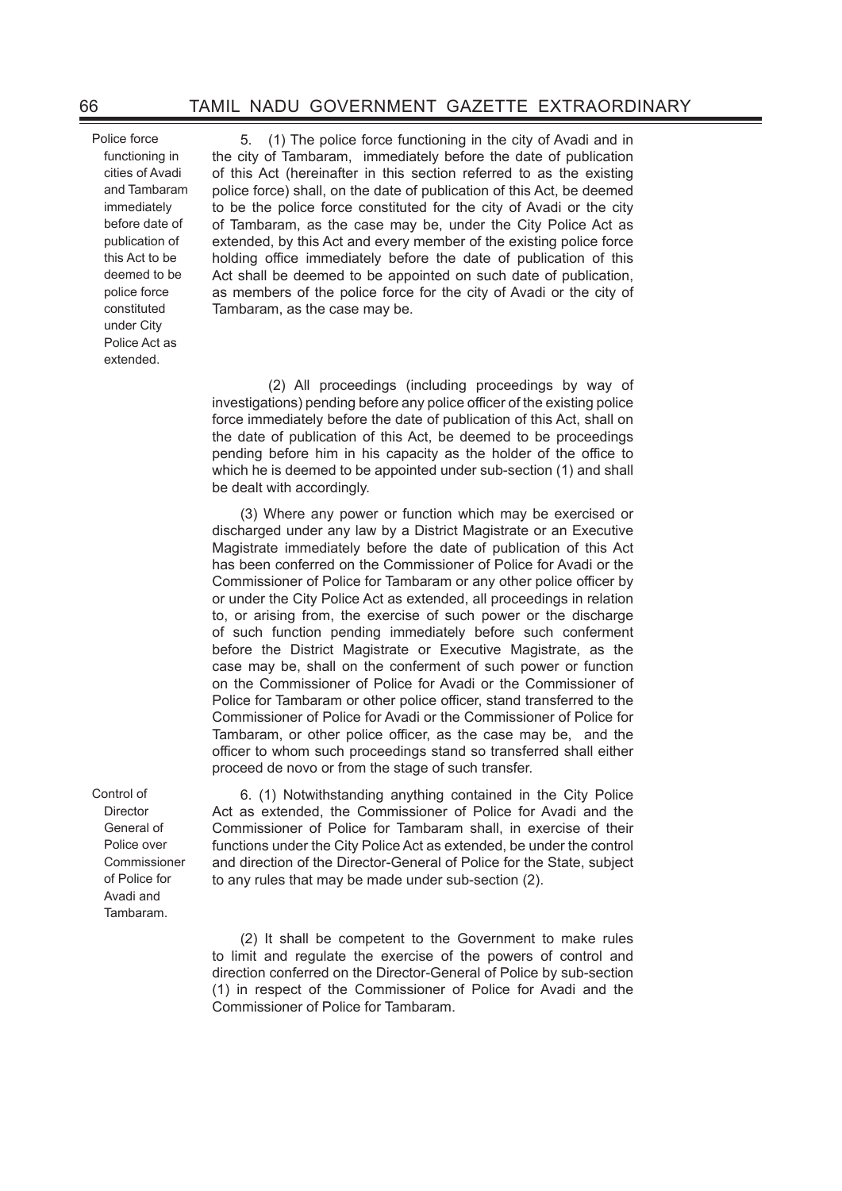**Police force functioning in cities of Avadi and Tambaram immediately before date of publication of this Act to be deemed to be police force constituted under City Police Act as extended.**

5. (1) The police force functioning in the city of Avadi and in the city of Tambaram, immediately before the date of publication of this Act (hereinafter in this section referred to as the existing police force) shall, on the date of publication of this Act, be deemed to be the police force constituted for the city of Avadi or the city of Tambaram, as the case may be, under the City Police Act as extended, by this Act and every member of the existing police force holding office immediately before the date of publication of this Act shall be deemed to be appointed on such date of publication, as members of the police force for the city of Avadi or the city of Tambaram, as the case may be.

(2) All proceedings (including proceedings by way of investigations) pending before any police officer of the existing police force immediately before the date of publication of this Act, shall on the date of publication of this Act, be deemed to be proceedings pending before him in his capacity as the holder of the office to which he is deemed to be appointed under sub-section (1) and shall be dealt with accordingly.

(3) Where any power or function which may be exercised or discharged under any law by a District Magistrate or an Executive Magistrate immediately before the date of publication of this Act has been conferred on the Commissioner of Police for Avadi or the Commissioner of Police for Tambaram or any other police officer by or under the City Police Act as extended, all proceedings in relation to, or arising from, the exercise of such power or the discharge of such function pending immediately before such conferment before the District Magistrate or Executive Magistrate, as the case may be, shall on the conferment of such power or function on the Commissioner of Police for Avadi or the Commissioner of Police for Tambaram or other police officer, stand transferred to the Commissioner of Police for Avadi or the Commissioner of Police for Tambaram, or other police officer, as the case may be, and the officer to whom such proceedings stand so transferred shall either proceed de novo or from the stage of such transfer.

**Control of Director General of Police over Commissioner of Police for Avadi and Tambaram.**

6. (1) Notwithstanding anything contained in the City Police Act as extended, the Commissioner of Police for Avadi and the Commissioner of Police for Tambaram shall, in exercise of their functions under the City Police Act as extended, be under the control and direction of the Director-General of Police for the State, subject to any rules that may be made under sub-section (2).

(2) It shall be competent to the Government to make rules to limit and regulate the exercise of the powers of control and direction conferred on the Director-General of Police by sub-section (1) in respect of the Commissioner of Police for Avadi and the Commissioner of Police for Tambaram.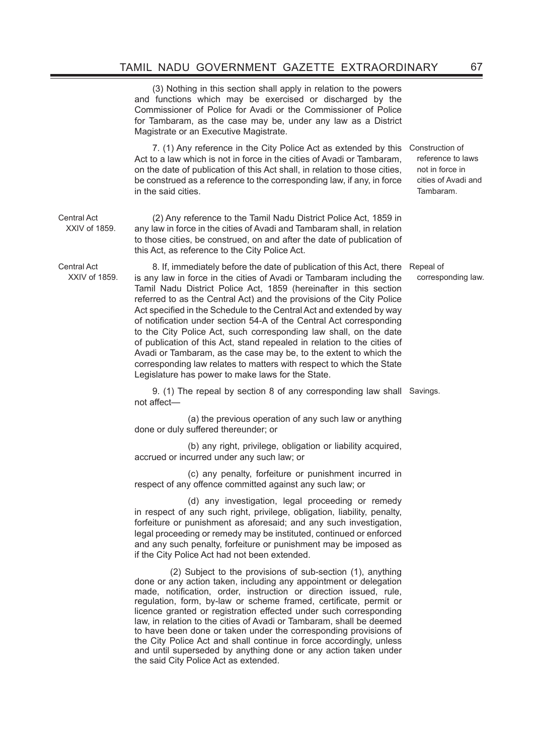(3) Nothing in this section shall apply in relation to the powers and functions which may be exercised or discharged by the Commissioner of Police for Avadi or the Commissioner of Police for Tambaram, as the case may be, under any law as a District Magistrate or an Executive Magistrate.

Construction of reference to laws not in force in cities of Avadi and Tambaram.

7. (1) Any reference in the City Police Act as extended by this Act to a law which is not in force in the cities of Avadi or Tambaram, on the date of publication of this Act shall, in relation to those cities, be construed as a reference to the corresponding law, if any, in force in the said cities.

Central Act XXIV of 1859.

(2) Any reference to the Tamil Nadu District Police Act, 1859 in any law in force in the cities of Avadi and Tambaram shall, in relation to those cities, be construed, on and after the date of publication of this Act, as reference to the City Police Act.

Central Act XXIV of 1859.

Repeal of corresponding law.

8. If, immediately before the date of publication of this Act, there is any law in force in the cities of Avadi or Tambaram including the Tamil Nadu District Police Act, 1859 (hereinafter in this section referred to as the Central Act) and the provisions of the City Police Act specified in the Schedule to the Central Act and extended by way of notification under section 54-A of the Central Act corresponding to the City Police Act, such corresponding law shall, on the date of publication of this Act, stand repealed in relation to the cities of Avadi or Tambaram, as the case may be, to the extent to which the corresponding law relates to matters with respect to which the State Legislature has power to make laws for the State.

Savings.

9. (1) The repeal by section 8 of any corresponding law shall not affect—

(a) the previous operation of any such law or anything done or duly suffered thereunder; or

(b) any right, privilege, obligation or liability acquired, accrued or incurred under any such law; or

(c) any penalty, forfeiture or punishment incurred in respect of any offence committed against any such law; or

(d) any investigation, legal proceeding or remedy in respect of any such right, privilege, obligation, liability, penalty, forfeiture or punishment as aforesaid; and any such investigation, legal proceeding or remedy may be instituted, continued or enforced and any such penalty, forfeiture or punishment may be imposed as if the City Police Act had not been extended.

(2) Subject to the provisions of sub-section (1), anything done or any action taken, including any appointment or delegation made, notification, order, instruction or direction issued, rule, regulation, form, by-law or scheme framed, certificate, permit or licence granted or registration effected under such corresponding law, in relation to the cities of Avadi or Tambaram, shall be deemed to have been done or taken under the corresponding provisions of the City Police Act and shall continue in force accordingly, unless and until superseded by anything done or any action taken under the said City Police Act as extended.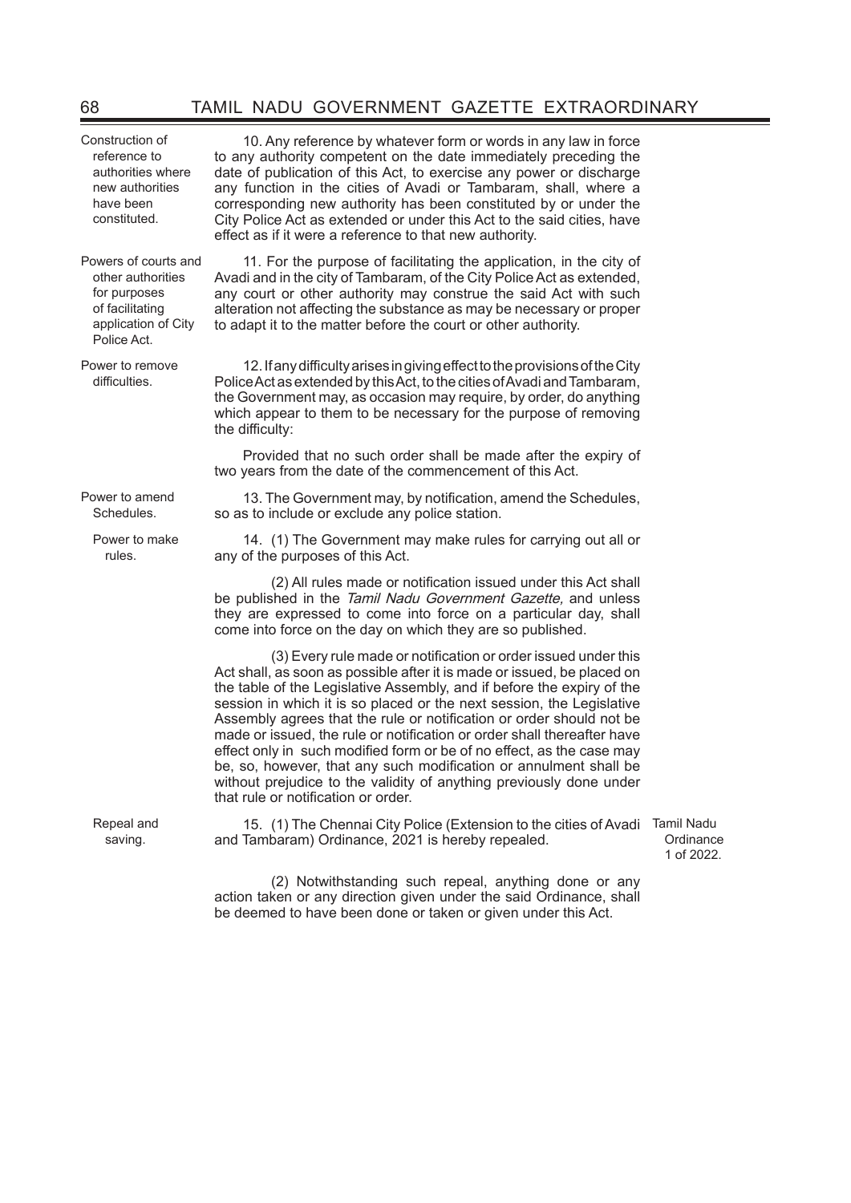**Construction of reference to authorities where new authorities have been constituted.**

10. Any reference by whatever form or words in any law in force to any authority competent on the date immediately preceding the date of publication of this Act, to exercise any power or discharge any function in the cities of Avadi or Tambaram, shall, where a corresponding new authority has been constituted by or under the City Police Act as extended or under this Act to the said cities, have effect as if it were a reference to that new authority.

**Powers of courts and other authorities for purposes of facilitating application of City Police Act.**

11. For the purpose of facilitating the application, in the city of Avadi and in the city of Tambaram, of the City Police Act as extended, any court or other authority may construe the said Act with such alteration not affecting the substance as may be necessary or proper to adapt it to the matter before the court or other authority.

**Power to remove difficulties.**

12. If any difficulty arises in giving effect to the provisions of the City Police Act as extended by this Act, to the cities of Avadi and Tambaram, the Government may, as occasion may require, by order, do anything which appear to them to be necessary for the purpose of removing the difficulty:

Provided that no such order shall be made after the expiry of two years from the date of the commencement of this Act.

**Power to amend Schedules.**

13. The Government may, by notification, amend the Schedules, so as to include or exclude any police station.

**Power to make rules.**

14. (1) The Government may make rules for carrying out all or any of the purposes of this Act.

(2) All rules made or notification issued under this Act shall be published in the *Tamil Nadu Government Gazette,* and unless they are expressed to come into force on a particular day, shall come into force on the day on which they are so published.

(3) Every rule made or notification or order issued under this Act shall, as soon as possible after it is made or issued, be placed on the table of the Legislative Assembly, and if before the expiry of the session in which it is so placed or the next session, the Legislative Assembly agrees that the rule or notification or order should not be made or issued, the rule or notification or order shall thereafter have effect only in such modified form or be of no effect, as the case may be, so, however, that any such modification or annulment shall be without prejudice to the validity of anything previously done under that rule or notification or order.

**Repeal and saving.**

15. (1) The Chennai City Police (Extension to the cities of Avadi and Tambaram) Ordinance, 2021 is hereby repealed. *(Tamil Nadu Ordinance 1 of 2022.)*

(2) Notwithstanding such repeal, anything done or any action taken or any direction given under the said Ordinance, shall be deemed to have been done or taken or given under this Act.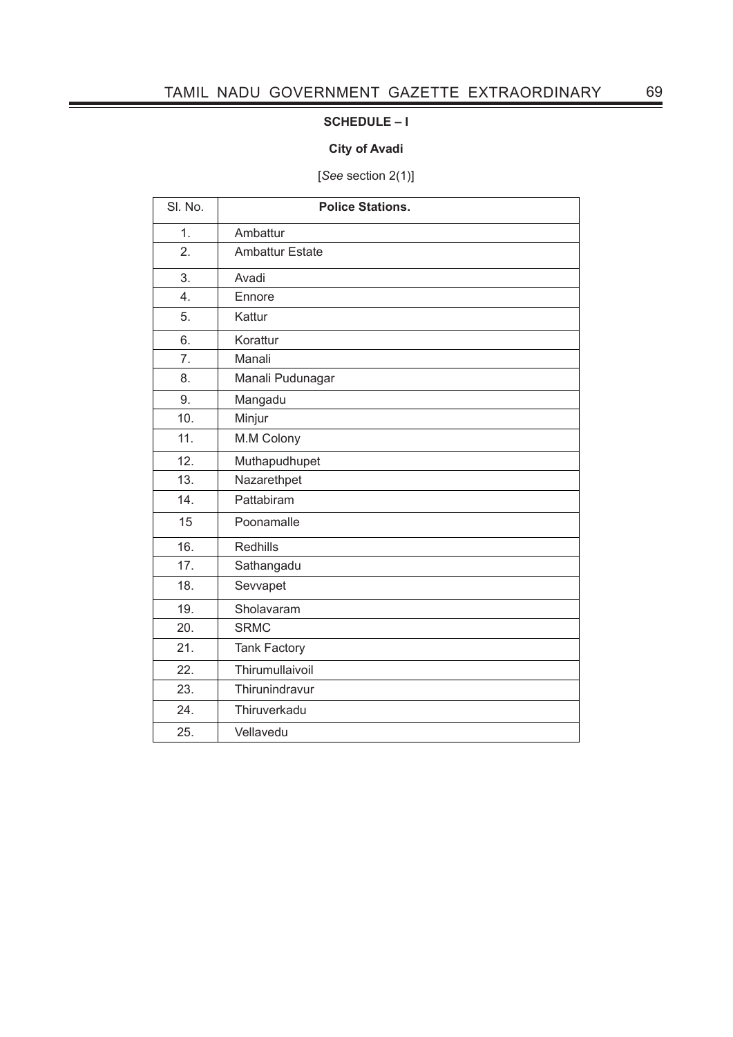**SCHEDULE – I**

**City of Avadi**

[*See* section 2(1)]

| Sl. No. | **Police Stations.** |
|---|---|
| 1. | Ambattur |
| 2. | Ambattur Estate |
| 3. | Avadi |
| 4. | Ennore |
| 5. | Kattur |
| 6. | Korattur |
| 7. | Manali |
| 8. | Manali Pudunagar |
| 9. | Mangadu |
| 10. | Minjur |
| 11. | M.M Colony |
| 12. | Muthapudhupet |
| 13. | Nazarethpet |
| 14. | Pattabiram |
| 15 | Poonamalle |
| 16. | Redhills |
| 17. | Sathangadu |
| 18. | Sevvapet |
| 19. | Sholavaram |
| 20. | SRMC |
| 21. | Tank Factory |
| 22. | Thirumullaivoil |
| 23. | Thirunindravur |
| 24. | Thiruverkadu |
| 25. | Vellavedu |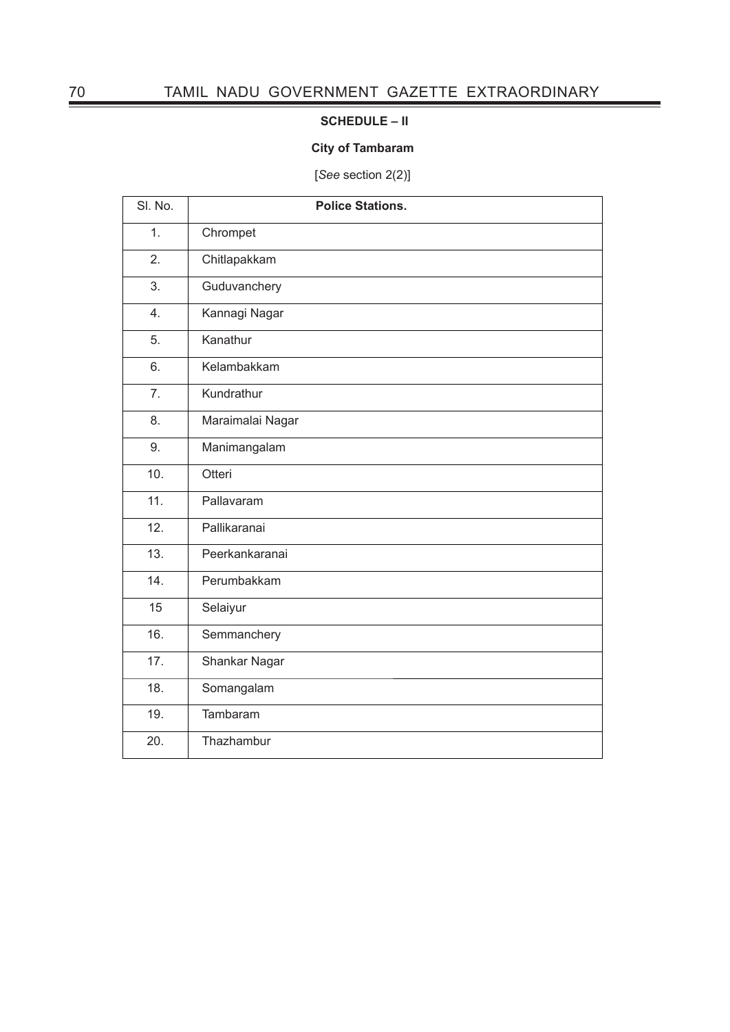## SCHEDULE – II

### City of Tambaram

[*See* section 2(2)]

| Sl. No. | **Police Stations.** |
|---|---|
| 1. | Chrompet |
| 2. | Chitlapakkam |
| 3. | Guduvanchery |
| 4. | Kannagi Nagar |
| 5. | Kanathur |
| 6. | Kelambakkam |
| 7. | Kundrathur |
| 8. | Maraimalai Nagar |
| 9. | Manimangalam |
| 10. | Otteri |
| 11. | Pallavaram |
| 12. | Pallikaranai |
| 13. | Peerkankaranai |
| 14. | Perumbakkam |
| 15 | Selaiyur |
| 16. | Semmanchery |
| 17. | Shankar Nagar |
| 18. | Somangalam |
| 19. | Tambaram |
| 20. | Thazhambur |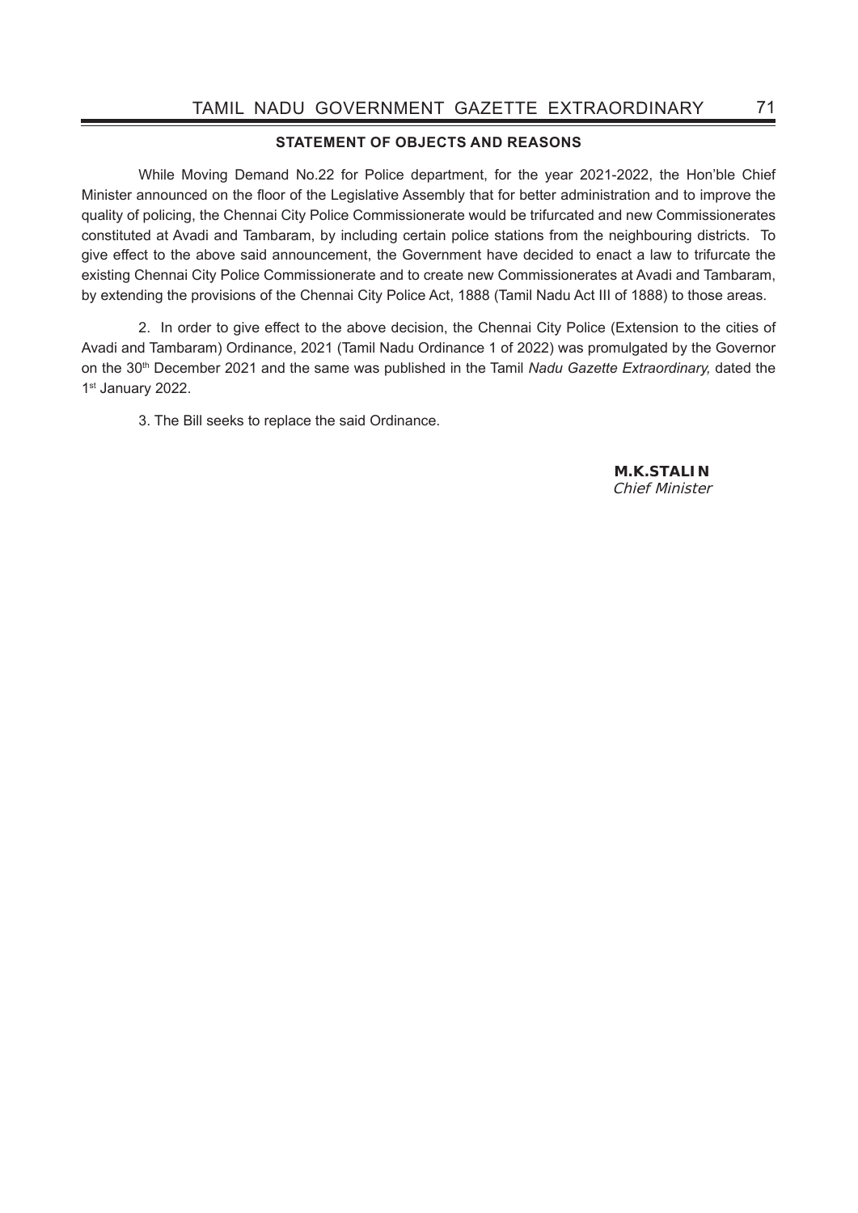## STATEMENT OF OBJECTS AND REASONS

While Moving Demand No.22 for Police department, for the year 2021-2022, the Hon'ble Chief Minister announced on the floor of the Legislative Assembly that for better administration and to improve the quality of policing, the Chennai City Police Commissionerate would be trifurcated and new Commissionerates constituted at Avadi and Tambaram, by including certain police stations from the neighbouring districts. To give effect to the above said announcement, the Government have decided to enact a law to trifurcate the existing Chennai City Police Commissionerate and to create new Commissionerates at Avadi and Tambaram, by extending the provisions of the Chennai City Police Act, 1888 (Tamil Nadu Act III of 1888) to those areas.

2. In order to give effect to the above decision, the Chennai City Police (Extension to the cities of Avadi and Tambaram) Ordinance, 2021 (Tamil Nadu Ordinance 1 of 2022) was promulgated by the Governor on the 30th December 2021 and the same was published in the Tamil *Nadu Gazette Extraordinary,* dated the 1st January 2022.

3. The Bill seeks to replace the said Ordinance.

**M.K.STALIN**
*Chief Minister*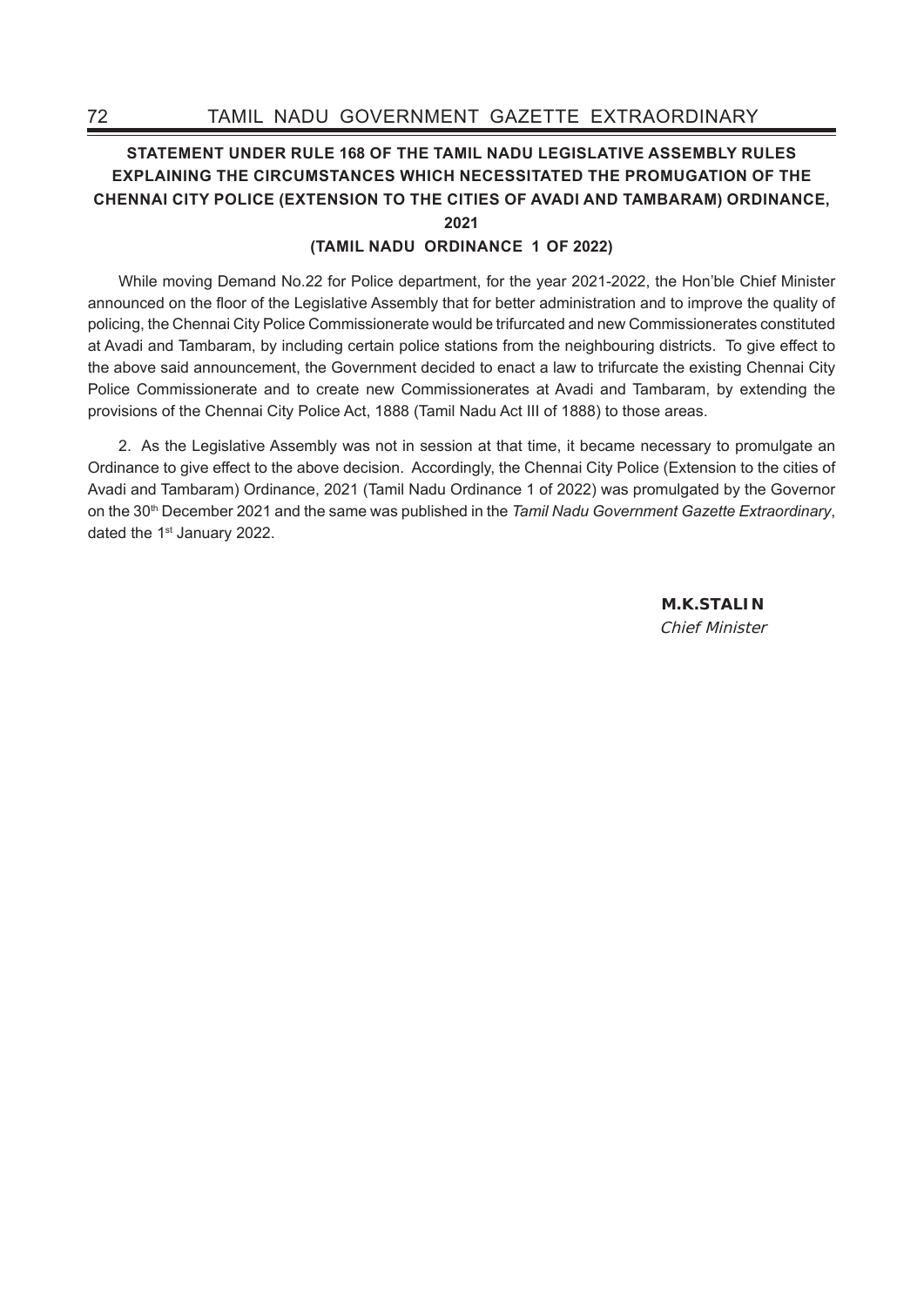## STATEMENT UNDER RULE 168 OF THE TAMIL NADU LEGISLATIVE ASSEMBLY RULES EXPLAINING THE CIRCUMSTANCES WHICH NECESSITATED THE PROMUGATION OF THE CHENNAI CITY POLICE (EXTENSION TO THE CITIES OF AVADI AND TAMBARAM) ORDINANCE, 2021

### (TAMIL NADU ORDINANCE 1 OF 2022)

While moving Demand No.22 for Police department, for the year 2021-2022, the Hon'ble Chief Minister announced on the floor of the Legislative Assembly that for better administration and to improve the quality of policing, the Chennai City Police Commissionerate would be trifurcated and new Commissionerates constituted at Avadi and Tambaram, by including certain police stations from the neighbouring districts. To give effect to the above said announcement, the Government decided to enact a law to trifurcate the existing Chennai City Police Commissionerate and to create new Commissionerates at Avadi and Tambaram, by extending the provisions of the Chennai City Police Act, 1888 (Tamil Nadu Act III of 1888) to those areas.

2. As the Legislative Assembly was not in session at that time, it became necessary to promulgate an Ordinance to give effect to the above decision. Accordingly, the Chennai City Police (Extension to the cities of Avadi and Tambaram) Ordinance, 2021 (Tamil Nadu Ordinance 1 of 2022) was promulgated by the Governor on the 30th December 2021 and the same was published in the *Tamil Nadu Government Gazette Extraordinary*, dated the 1st January 2022.

**M.K.STALIN**
*Chief Minister*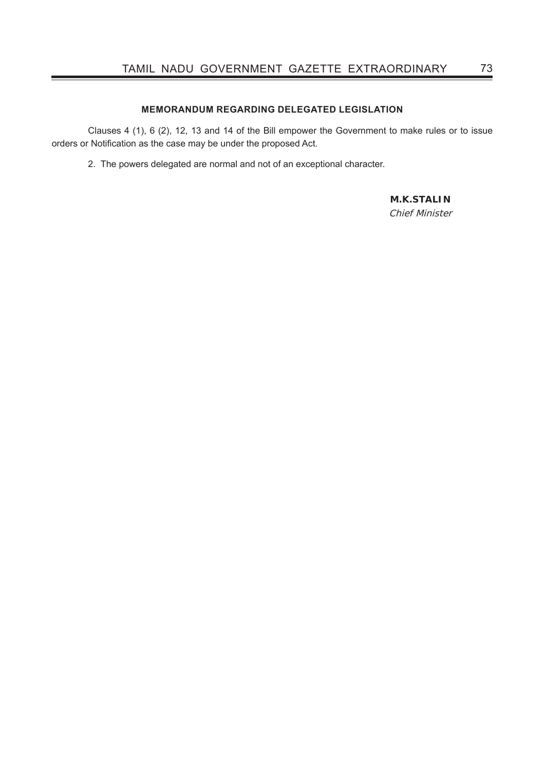## MEMORANDUM REGARDING DELEGATED LEGISLATION

Clauses 4 (1), 6 (2), 12, 13 and 14 of the Bill empower the Government to make rules or to issue orders or Notification as the case may be under the proposed Act.

2. The powers delegated are normal and not of an exceptional character.

**M.K.STALIN**
*Chief Minister*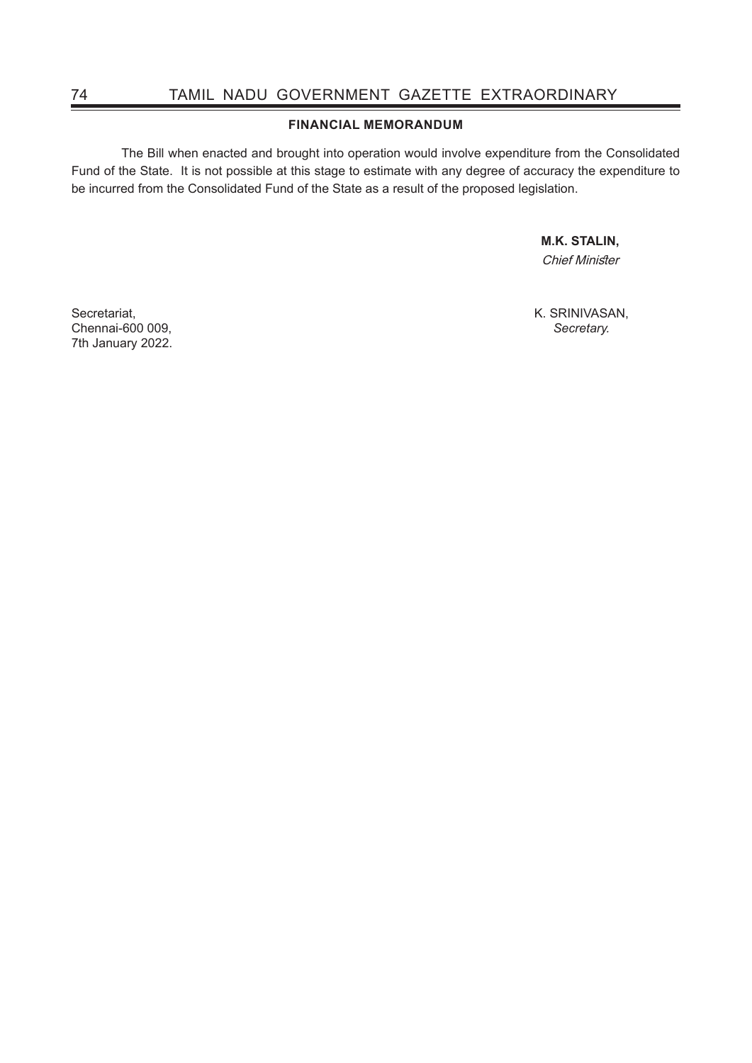## FINANCIAL MEMORANDUM

The Bill when enacted and brought into operation would involve expenditure from the Consolidated Fund of the State. It is not possible at this stage to estimate with any degree of accuracy the expenditure to be incurred from the Consolidated Fund of the State as a result of the proposed legislation.

**M.K. STALIN,**
*Chief Minister*

Secretariat,
Chennai-600 009,
7th January 2022.

K. SRINIVASAN,
*Secretary.*